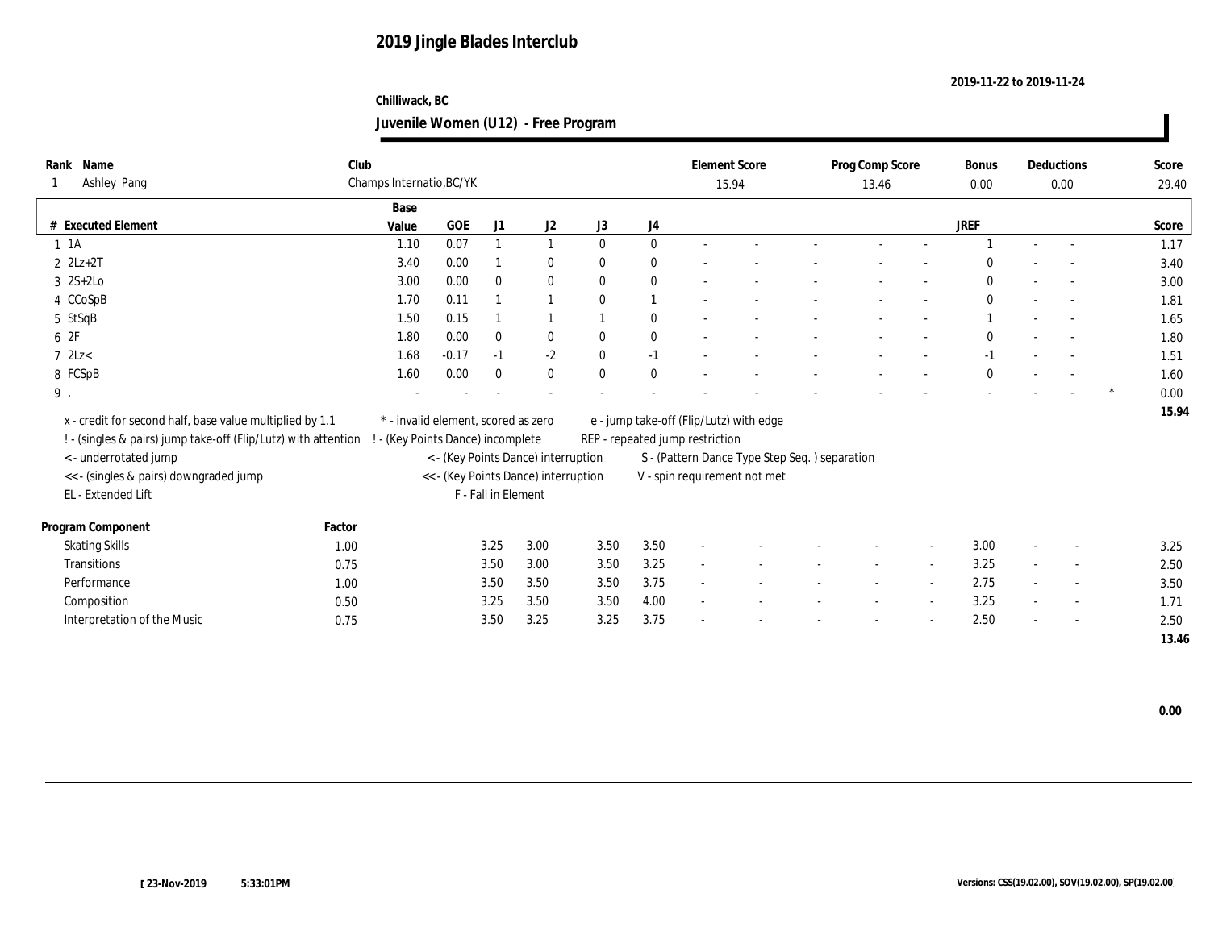# 2019 Jingle Blades Interclub

2019-11-22 to 2019-11-24

Chilliwack, BC

## Juvenile Women (U12) - Free Program

| Rank | Name | Club | Element Score | Prog Comp Score | Bonus | Deductions | Score |
|---|---|---|---|---|---|---|---|
| 1 | Ashley Pang | Champs Internatio,BC/YK | 15.94 | 13.46 | 0.00 | 0.00 | 29.40 |

| # | Executed Element | Base Value | GOE | J1 | J2 | J3 | J4 | | | | | | JREF | | | | Score |
|---|---|---|---|---|---|---|---|---|---|---|---|---|---|---|---|---|---|
| 1 | 1A | 1.10 | 0.07 | 1 | 1 | 0 | 0 | - | - | - | - | - | 1 | - | - | | 1.17 |
| 2 | 2Lz+2T | 3.40 | 0.00 | 1 | 0 | 0 | 0 | - | - | - | - | - | 0 | - | - | | 3.40 |
| 3 | 2S+2Lo | 3.00 | 0.00 | 0 | 0 | 0 | 0 | - | - | - | - | - | 0 | - | - | | 3.00 |
| 4 | CCoSpB | 1.70 | 0.11 | 1 | 1 | 0 | 1 | - | - | - | - | - | 0 | - | - | | 1.81 |
| 5 | StSqB | 1.50 | 0.15 | 1 | 1 | 1 | 0 | - | - | - | - | - | 1 | - | - | | 1.65 |
| 6 | 2F | 1.80 | 0.00 | 0 | 0 | 0 | 0 | - | - | - | - | - | 0 | - | - | | 1.80 |
| 7 | 2Lz< | 1.68 | -0.17 | -1 | -2 | 0 | -1 | - | - | - | - | - | -1 | - | - | | 1.51 |
| 8 | FCSpB | 1.60 | 0.00 | 0 | 0 | 0 | 0 | - | - | - | - | - | 0 | - | - | | 1.60 |
| 9 | . | - | - | - | - | - | - | - | - | - | - | - | - | - | - | * | 0.00 |
| | | | | | | | | | | | | | | | | | 15.94 |

x - credit for second half, base value multiplied by 1.1
! - (singles & pairs) jump take-off (Flip/Lutz) with attention
< - underrotated jump
<< - (singles & pairs) downgraded jump
EL - Extended Lift
\* - invalid element, scored as zero
! - (Key Points Dance) incomplete
< - (Key Points Dance) interruption
<< - (Key Points Dance) interruption
F - Fall in Element
e - jump take-off (Flip/Lutz) with edge
REP - repeated jump restriction
S - (Pattern Dance Type Step Seq. ) separation
V - spin requirement not met

| Program Component | Factor | J1 | J2 | J3 | J4 | | | | | | JREF | | | Score |
|---|---|---|---|---|---|---|---|---|---|---|---|---|---|---|
| Skating Skills | 1.00 | 3.25 | 3.00 | 3.50 | 3.50 | - | - | - | - | - | 3.00 | - | - | 3.25 |
| Transitions | 0.75 | 3.50 | 3.00 | 3.50 | 3.25 | - | - | - | - | - | 3.25 | - | - | 2.50 |
| Performance | 1.00 | 3.50 | 3.50 | 3.50 | 3.75 | - | - | - | - | - | 2.75 | - | - | 3.50 |
| Composition | 0.50 | 3.25 | 3.50 | 3.50 | 4.00 | - | - | - | - | - | 3.25 | - | - | 1.71 |
| Interpretation of the Music | 0.75 | 3.50 | 3.25 | 3.25 | 3.75 | - | - | - | - | - | 2.50 | - | - | 2.50 |
| | | | | | | | | | | | | | | 13.46 |

0.00

23-Nov-2019 5:33:01PM

Versions: CSS(19.02.00), SOV(19.02.00), SP(19.02.00)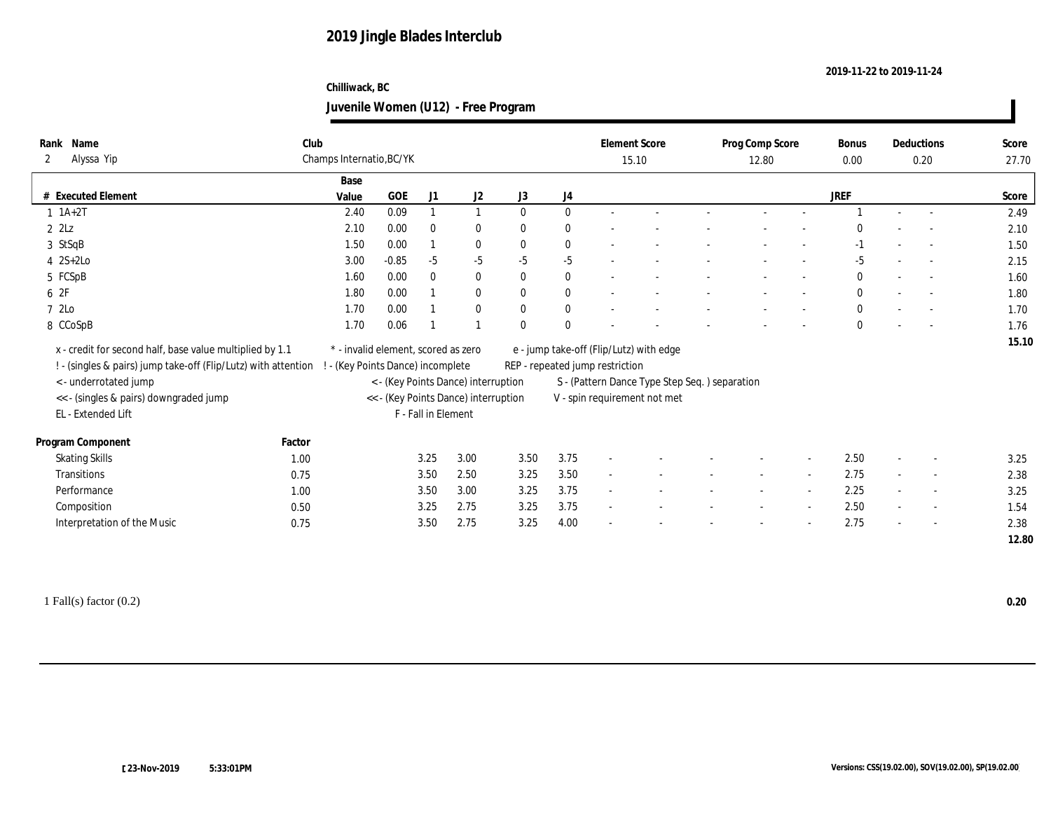# 2019 Jingle Blades Interclub

2019-11-22 to 2019-11-24

Chilliwack, BC

## Juvenile Women (U12) - Free Program

| Rank | Name | Club | Element Score | Prog Comp Score | Bonus | Deductions | Score |
|---|---|---|---|---|---|---|---|
| 2 | Alyssa Yip | Champs Internatio,BC/YK | 15.10 | 12.80 | 0.00 | 0.20 | 27.70 |

| # | Executed Element | Base Value | GOE | J1 | J2 | J3 | J4 | | | | | | JREF | | | Score |
|---|---|---|---|---|---|---|---|---|---|---|---|---|---|---|---|---|
| 1 | 1A+2T | 2.40 | 0.09 | 1 | 1 | 0 | 0 | - | - | - | - | - | 1 | - | - | 2.49 |
| 2 | 2Lz | 2.10 | 0.00 | 0 | 0 | 0 | 0 | - | - | - | - | - | 0 | - | - | 2.10 |
| 3 | StSqB | 1.50 | 0.00 | 1 | 0 | 0 | 0 | - | - | - | - | - | -1 | - | - | 1.50 |
| 4 | 2S+2Lo | 3.00 | -0.85 | -5 | -5 | -5 | -5 | - | - | - | - | - | -5 | - | - | 2.15 |
| 5 | FCSpB | 1.60 | 0.00 | 0 | 0 | 0 | 0 | - | - | - | - | - | 0 | - | - | 1.60 |
| 6 | 2F | 1.80 | 0.00 | 1 | 0 | 0 | 0 | - | - | - | - | - | 0 | - | - | 1.80 |
| 7 | 2Lo | 1.70 | 0.00 | 1 | 0 | 0 | 0 | - | - | - | - | - | 0 | - | - | 1.70 |
| 8 | CCoSpB | 1.70 | 0.06 | 1 | 1 | 0 | 0 | - | - | - | - | - | 0 | - | - | 1.76 |
| | | | | | | | | | | | | | | | | 15.10 |

x - credit for second half, base value multiplied by 1.1
! - (singles & pairs) jump take-off (Flip/Lutz) with attention
< - underrotated jump
<< - (singles & pairs) downgraded jump
EL - Extended Lift
* - invalid element, scored as zero
! - (Key Points Dance) incomplete
< - (Key Points Dance) interruption
<< - (Key Points Dance) interruption
F - Fall in Element
e - jump take-off (Flip/Lutz) with edge
REP - repeated jump restriction
S - (Pattern Dance Type Step Seq. ) separation
V - spin requirement not met

| Program Component | Factor | J1 | J2 | J3 | J4 | | | | | | JREF | | | Score |
|---|---|---|---|---|---|---|---|---|---|---|---|---|---|---|
| Skating Skills | 1.00 | 3.25 | 3.00 | 3.50 | 3.75 | - | - | - | - | - | 2.50 | - | - | 3.25 |
| Transitions | 0.75 | 3.50 | 2.50 | 3.25 | 3.50 | - | - | - | - | - | 2.75 | - | - | 2.38 |
| Performance | 1.00 | 3.50 | 3.00 | 3.25 | 3.75 | - | - | - | - | - | 2.25 | - | - | 3.25 |
| Composition | 0.50 | 3.25 | 2.75 | 3.25 | 3.75 | - | - | - | - | - | 2.50 | - | - | 1.54 |
| Interpretation of the Music | 0.75 | 3.50 | 2.75 | 3.25 | 4.00 | - | - | - | - | - | 2.75 | - | - | 2.38 |
| | | | | | | | | | | | | | | 12.80 |

1 Fall(s) factor (0.2) **0.20**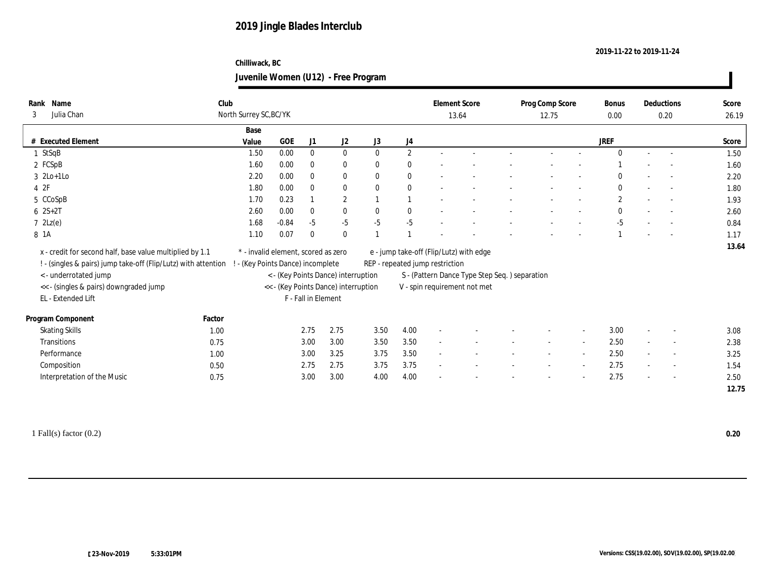# 2019 Jingle Blades Interclub

2019-11-22 to 2019-11-24

Chilliwack, BC

## Juvenile Women (U12) - Free Program

| Rank | Name | Club | Element Score | Prog Comp Score | Bonus | Deductions | Score |
|---|---|---|---|---|---|---|---|
| 3 | Julia Chan | North Surrey SC,BC/YK | 13.64 | 12.75 | 0.00 | 0.20 | 26.19 |

| # | Executed Element | Base Value | GOE | J1 | J2 | J3 | J4 | | | | | | JREF | | | Score |
|---|---|---|---|---|---|---|---|---|---|---|---|---|---|---|---|---|
| 1 | StSqB | 1.50 | 0.00 | 0 | 0 | 0 | 2 | - | - | - | - | - | 0 | - | - | 1.50 |
| 2 | FCSpB | 1.60 | 0.00 | 0 | 0 | 0 | 0 | - | - | - | - | - | 1 | - | - | 1.60 |
| 3 | 2Lo+1Lo | 2.20 | 0.00 | 0 | 0 | 0 | 0 | - | - | - | - | - | 0 | - | - | 2.20 |
| 4 | 2F | 1.80 | 0.00 | 0 | 0 | 0 | 0 | - | - | - | - | - | 0 | - | - | 1.80 |
| 5 | CCoSpB | 1.70 | 0.23 | 1 | 2 | 1 | 1 | - | - | - | - | - | 2 | - | - | 1.93 |
| 6 | 2S+2T | 2.60 | 0.00 | 0 | 0 | 0 | 0 | - | - | - | - | - | 0 | - | - | 2.60 |
| 7 | 2Lz(e) | 1.68 | -0.84 | -5 | -5 | -5 | -5 | - | - | - | - | - | -5 | - | - | 0.84 |
| 8 | 1A | 1.10 | 0.07 | 0 | 0 | 1 | 1 | - | - | - | - | - | 1 | - | - | 1.17 |
| | | | | | | | | | | | | | | | | 13.64 |

x - credit for second half, base value multiplied by 1.1
! - (singles & pairs) jump take-off (Flip/Lutz) with attention
< - underrotated jump
<< - (singles & pairs) downgraded jump
EL - Extended Lift
* - invalid element, scored as zero
! - (Key Points Dance) incomplete
< - (Key Points Dance) interruption
<< - (Key Points Dance) interruption
F - Fall in Element
e - jump take-off (Flip/Lutz) with edge
REP - repeated jump restriction
S - (Pattern Dance Type Step Seq. ) separation
V - spin requirement not met

| Program Component | Factor | J1 | J2 | J3 | J4 | | | | | | JREF | | | Score |
|---|---|---|---|---|---|---|---|---|---|---|---|---|---|---|
| Skating Skills | 1.00 | 2.75 | 2.75 | 3.50 | 4.00 | - | - | - | - | - | 3.00 | - | - | 3.08 |
| Transitions | 0.75 | 3.00 | 3.00 | 3.50 | 3.50 | - | - | - | - | - | 2.50 | - | - | 2.38 |
| Performance | 1.00 | 3.00 | 3.25 | 3.75 | 3.50 | - | - | - | - | - | 2.50 | - | - | 3.25 |
| Composition | 0.50 | 2.75 | 2.75 | 3.75 | 3.75 | - | - | - | - | - | 2.75 | - | - | 1.54 |
| Interpretation of the Music | 0.75 | 3.00 | 3.00 | 4.00 | 4.00 | - | - | - | - | - | 2.75 | - | - | 2.50 |
| | | | | | | | | | | | | | | 12.75 |

1 Fall(s) factor (0.2) **0.20**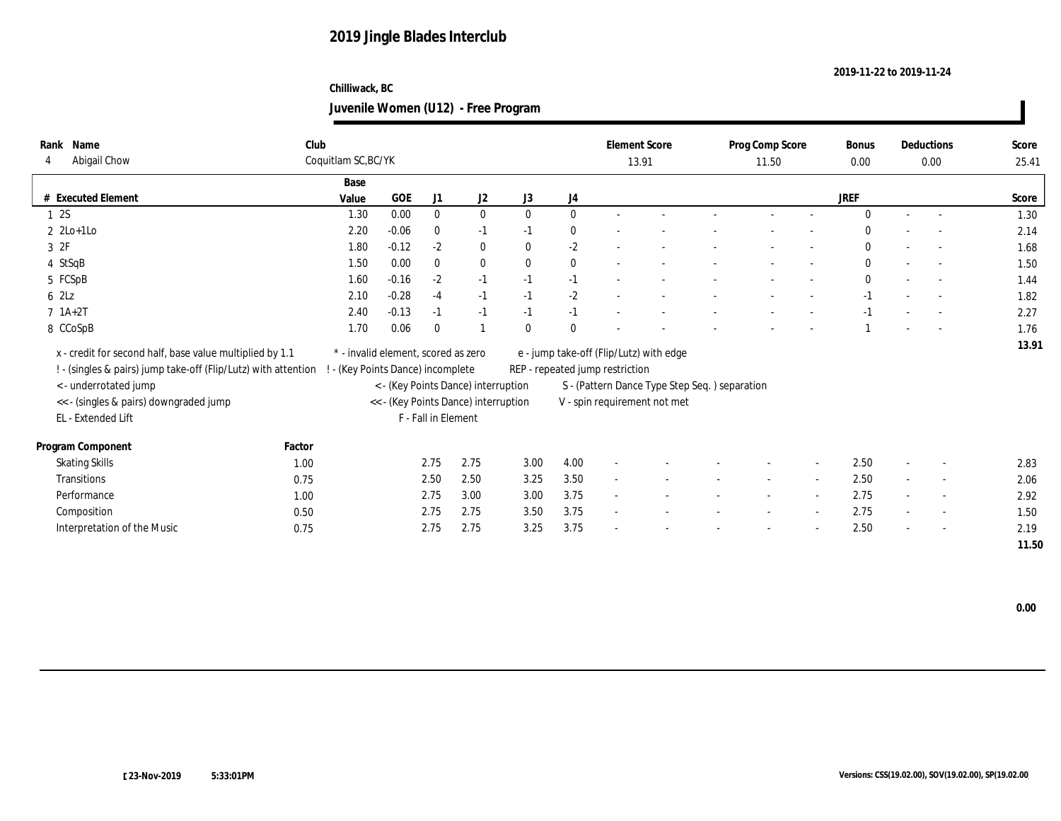# 2019 Jingle Blades Interclub

2019-11-22 to 2019-11-24

Chilliwack, BC

## Juvenile Women (U12) - Free Program

| Rank | Name | Club | Element Score | Prog Comp Score | Bonus | Deductions | Score |
|---|---|---|---|---|---|---|---|
| 4 | Abigail Chow | Coquitlam SC,BC/YK | 13.91 | 11.50 | 0.00 | 0.00 | 25.41 |

| # | Executed Element | Base Value | GOE | J1 | J2 | J3 | J4 | | | | | | JREF | | | Score |
|---|---|---|---|---|---|---|---|---|---|---|---|---|---|---|---|---|
| 1 | 2S | 1.30 | 0.00 | 0 | 0 | 0 | 0 | - | - | - | - | - | 0 | - | - | 1.30 |
| 2 | 2Lo+1Lo | 2.20 | -0.06 | 0 | -1 | -1 | 0 | - | - | - | - | - | 0 | - | - | 2.14 |
| 3 | 2F | 1.80 | -0.12 | -2 | 0 | 0 | -2 | - | - | - | - | - | 0 | - | - | 1.68 |
| 4 | StSqB | 1.50 | 0.00 | 0 | 0 | 0 | 0 | - | - | - | - | - | 0 | - | - | 1.50 |
| 5 | FCSpB | 1.60 | -0.16 | -2 | -1 | -1 | -1 | - | - | - | - | - | 0 | - | - | 1.44 |
| 6 | 2Lz | 2.10 | -0.28 | -4 | -1 | -1 | -2 | - | - | - | - | - | -1 | - | - | 1.82 |
| 7 | 1A+2T | 2.40 | -0.13 | -1 | -1 | -1 | -1 | - | - | - | - | - | -1 | - | - | 2.27 |
| 8 | CCoSpB | 1.70 | 0.06 | 0 | 1 | 0 | 0 | - | - | - | - | - | 1 | - | - | 1.76 |
| | | | | | | | | | | | | | | | | 13.91 |

x - credit for second half, base value multiplied by 1.1
! - (singles & pairs) jump take-off (Flip/Lutz) with attention
< - underrotated jump
<< - (singles & pairs) downgraded jump
EL - Extended Lift
\* - invalid element, scored as zero
! - (Key Points Dance) incomplete
< - (Key Points Dance) interruption
<< - (Key Points Dance) interruption
F - Fall in Element
e - jump take-off (Flip/Lutz) with edge
REP - repeated jump restriction
S - (Pattern Dance Type Step Seq. ) separation
V - spin requirement not met

| Program Component | Factor | J1 | J2 | J3 | J4 | | | | | | JREF | | | Score |
|---|---|---|---|---|---|---|---|---|---|---|---|---|---|---|
| Skating Skills | 1.00 | 2.75 | 2.75 | 3.00 | 4.00 | - | - | - | - | - | 2.50 | - | - | 2.83 |
| Transitions | 0.75 | 2.50 | 2.50 | 3.25 | 3.50 | - | - | - | - | - | 2.50 | - | - | 2.06 |
| Performance | 1.00 | 2.75 | 3.00 | 3.00 | 3.75 | - | - | - | - | - | 2.75 | - | - | 2.92 |
| Composition | 0.50 | 2.75 | 2.75 | 3.50 | 3.75 | - | - | - | - | - | 2.75 | - | - | 1.50 |
| Interpretation of the Music | 0.75 | 2.75 | 2.75 | 3.25 | 3.75 | - | - | - | - | - | 2.50 | - | - | 2.19 |
| | | | | | | | | | | | | | | 11.50 |

0.00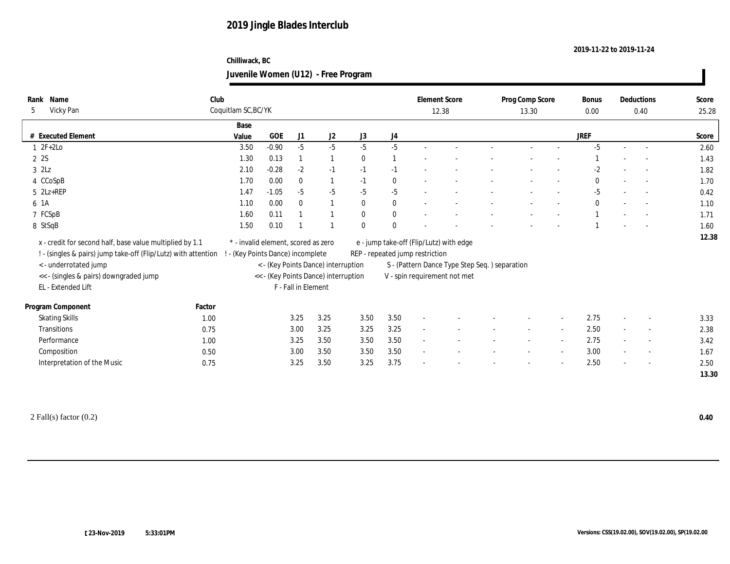# 2019 Jingle Blades Interclub

2019-11-22 to 2019-11-24

Chilliwack, BC

## Juvenile Women (U12) - Free Program

| Rank | Name | Club | Element Score | Prog Comp Score | Bonus | Deductions | Score |
|---|---|---|---|---|---|---|---|
| 5 | Vicky Pan | Coquitlam SC,BC/YK | 12.38 | 13.30 | 0.00 | 0.40 | 25.28 |

| # | Executed Element | Base Value | GOE | J1 | J2 | J3 | J4 | | | | | | JREF | | | Score |
|---|---|---|---|---|---|---|---|---|---|---|---|---|---|---|---|---|
| 1 | 2F+2Lo | 3.50 | -0.90 | -5 | -5 | -5 | -5 | - | - | - | - | - | -5 | - | - | 2.60 |
| 2 | 2S | 1.30 | 0.13 | 1 | 1 | 0 | 1 | - | - | - | - | - | 1 | - | - | 1.43 |
| 3 | 2Lz | 2.10 | -0.28 | -2 | -1 | -1 | -1 | - | - | - | - | - | -2 | - | - | 1.82 |
| 4 | CCoSpB | 1.70 | 0.00 | 0 | 1 | -1 | 0 | - | - | - | - | - | 0 | - | - | 1.70 |
| 5 | 2Lz+REP | 1.47 | -1.05 | -5 | -5 | -5 | -5 | - | - | - | - | - | -5 | - | - | 0.42 |
| 6 | 1A | 1.10 | 0.00 | 0 | 1 | 0 | 0 | - | - | - | - | - | 0 | - | - | 1.10 |
| 7 | FCSpB | 1.60 | 0.11 | 1 | 1 | 0 | 0 | - | - | - | - | - | 1 | - | - | 1.71 |
| 8 | StSqB | 1.50 | 0.10 | 1 | 1 | 0 | 0 | - | - | - | - | - | 1 | - | - | 1.60 |
| | | | | | | | | | | | | | | | | 12.38 |

x - credit for second half, base value multiplied by 1.1
! - (singles & pairs) jump take-off (Flip/Lutz) with attention
< - underrotated jump
<< - (singles & pairs) downgraded jump
EL - Extended Lift
* - invalid element, scored as zero
! - (Key Points Dance) incomplete
< - (Key Points Dance) interruption
<< - (Key Points Dance) interruption
F - Fall in Element
e - jump take-off (Flip/Lutz) with edge
REP - repeated jump restriction
S - (Pattern Dance Type Step Seq. ) separation
V - spin requirement not met

| Program Component | Factor | J1 | J2 | J3 | J4 | | | | | | JREF | | | Score |
|---|---|---|---|---|---|---|---|---|---|---|---|---|---|---|
| Skating Skills | 1.00 | 3.25 | 3.25 | 3.50 | 3.50 | - | - | - | - | - | 2.75 | - | - | 3.33 |
| Transitions | 0.75 | 3.00 | 3.25 | 3.25 | 3.25 | - | - | - | - | - | 2.50 | - | - | 2.38 |
| Performance | 1.00 | 3.25 | 3.50 | 3.50 | 3.50 | - | - | - | - | - | 2.75 | - | - | 3.42 |
| Composition | 0.50 | 3.00 | 3.50 | 3.50 | 3.50 | - | - | - | - | - | 3.00 | - | - | 1.67 |
| Interpretation of the Music | 0.75 | 3.25 | 3.50 | 3.25 | 3.75 | - | - | - | - | - | 2.50 | - | - | 2.50 |
| | | | | | | | | | | | | | | 13.30 |

2 Fall(s) factor (0.2) **0.40**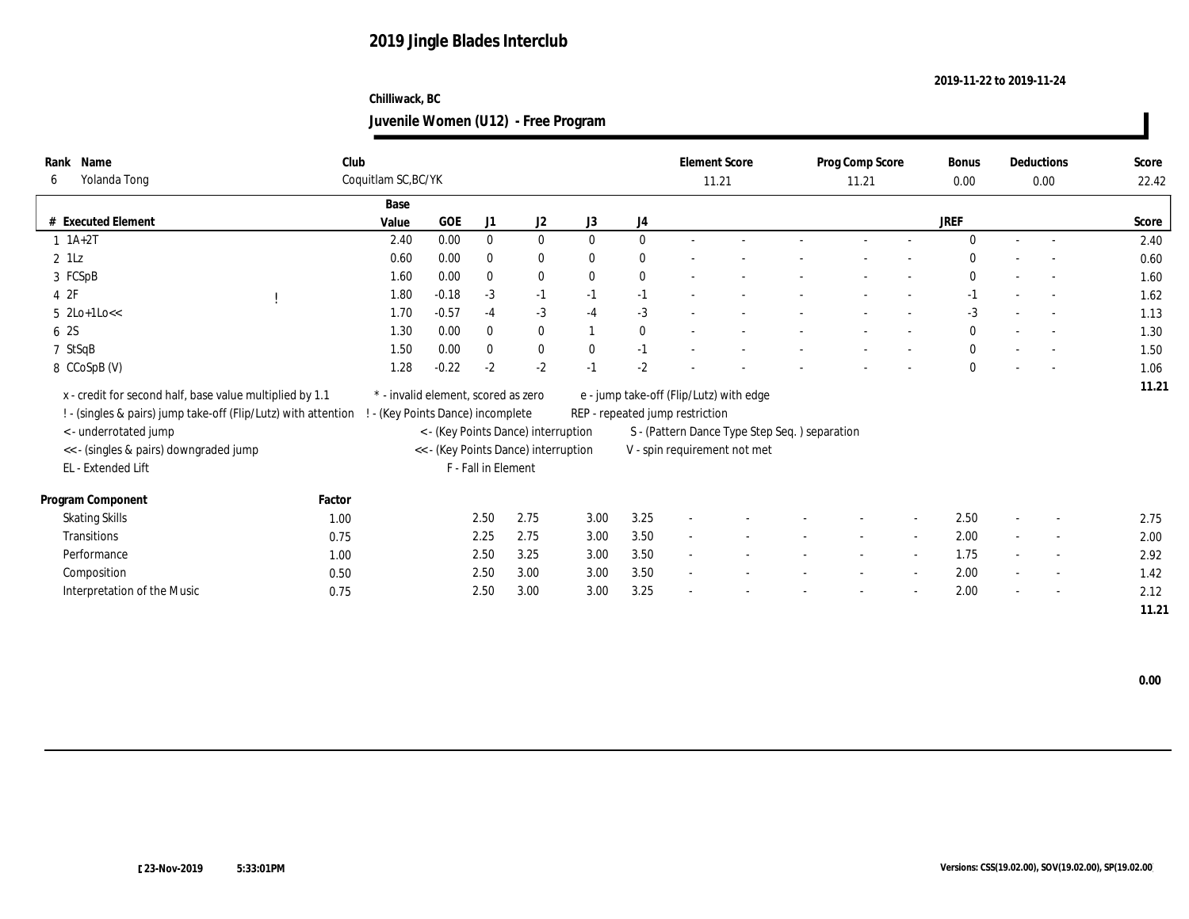# 2019 Jingle Blades Interclub

**2019-11-22 to 2019-11-24**

**Chilliwack, BC**

## Juvenile Women (U12) - Free Program

| Rank | Name | Club | Element Score | Prog Comp Score | Bonus | Deductions | Score |
|---|---|---|---|---|---|---|---|
| 6 | Yolanda Tong | Coquitlam SC,BC/YK | 11.21 | 11.21 | 0.00 | 0.00 | 22.42 |

| # | Executed Element | | Base Value | GOE | J1 | J2 | J3 | J4 | | | | | | JREF | | | Score |
|---|---|---|---|---|---|---|---|---|---|---|---|---|---|---|---|---|---|
| 1 | 1A+2T | | 2.40 | 0.00 | 0 | 0 | 0 | 0 | - | - | - | - | - | 0 | - | - | 2.40 |
| 2 | 1Lz | | 0.60 | 0.00 | 0 | 0 | 0 | 0 | - | - | - | - | - | 0 | - | - | 0.60 |
| 3 | FCSpB | | 1.60 | 0.00 | 0 | 0 | 0 | 0 | - | - | - | - | - | 0 | - | - | 1.60 |
| 4 | 2F | ! | 1.80 | -0.18 | -3 | -1 | -1 | -1 | - | - | - | - | - | -1 | - | - | 1.62 |
| 5 | 2Lo+1Lo<< | | 1.70 | -0.57 | -4 | -3 | -4 | -3 | - | - | - | - | - | -3 | - | - | 1.13 |
| 6 | 2S | | 1.30 | 0.00 | 0 | 0 | 1 | 0 | - | - | - | - | - | 0 | - | - | 1.30 |
| 7 | StSqB | | 1.50 | 0.00 | 0 | 0 | 0 | -1 | - | - | - | - | - | 0 | - | - | 1.50 |
| 8 | CCoSpB (V) | | 1.28 | -0.22 | -2 | -2 | -1 | -2 | - | - | - | - | - | 0 | - | - | 1.06 |
| | | | | | | | | | | | | | | | | | 11.21 |

x - credit for second half, base value multiplied by 1.1
! - (singles & pairs) jump take-off (Flip/Lutz) with attention
< - underrotated jump
<< - (singles & pairs) downgraded jump
EL - Extended Lift
* - invalid element, scored as zero
! - (Key Points Dance) incomplete
< - (Key Points Dance) interruption
<< - (Key Points Dance) interruption
F - Fall in Element
e - jump take-off (Flip/Lutz) with edge
REP - repeated jump restriction
S - (Pattern Dance Type Step Seq. ) separation
V - spin requirement not met

| Program Component | Factor | J1 | J2 | J3 | J4 | | | | | | JREF | | | Score |
|---|---|---|---|---|---|---|---|---|---|---|---|---|---|---|
| Skating Skills | 1.00 | 2.50 | 2.75 | 3.00 | 3.25 | - | - | - | - | - | 2.50 | - | - | 2.75 |
| Transitions | 0.75 | 2.25 | 2.75 | 3.00 | 3.50 | - | - | - | - | - | 2.00 | - | - | 2.00 |
| Performance | 1.00 | 2.50 | 3.25 | 3.00 | 3.50 | - | - | - | - | - | 1.75 | - | - | 2.92 |
| Composition | 0.50 | 2.50 | 3.00 | 3.00 | 3.50 | - | - | - | - | - | 2.00 | - | - | 1.42 |
| Interpretation of the Music | 0.75 | 2.50 | 3.00 | 3.00 | 3.25 | - | - | - | - | - | 2.00 | - | - | 2.12 |
| | | | | | | | | | | | | | | 11.21 |

**0.00**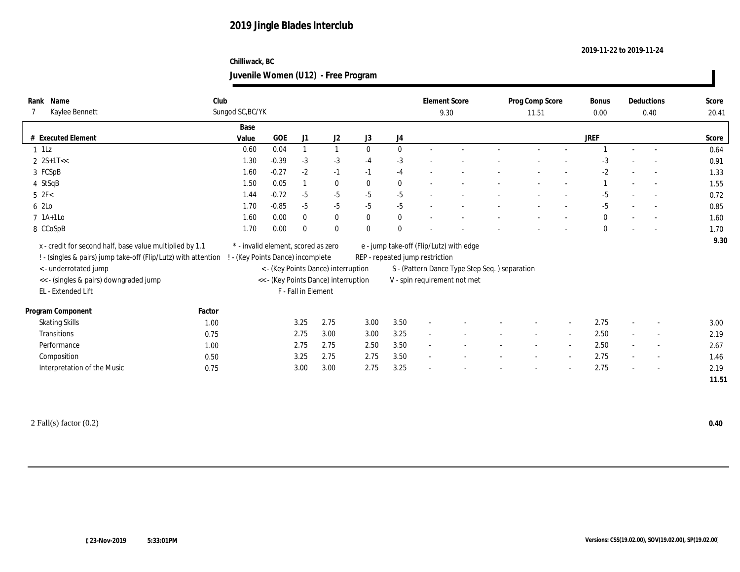# 2019 Jingle Blades Interclub

2019-11-22 to 2019-11-24

Chilliwack, BC

## Juvenile Women (U12) - Free Program

| Rank | Name | Club | Element Score | Prog Comp Score | Bonus | Deductions | Score |
|---|---|---|---|---|---|---|---|
| 7 | Kaylee Bennett | Sungod SC,BC/YK | 9.30 | 11.51 | 0.00 | 0.40 | 20.41 |

| # | Executed Element | Base Value | GOE | J1 | J2 | J3 | J4 | | | | | | JREF | | | Score |
|---|---|---|---|---|---|---|---|---|---|---|---|---|---|---|---|---|
| 1 | 1Lz | 0.60 | 0.04 | 1 | 1 | 0 | 0 | - | - | - | - | - | 1 | - | - | 0.64 |
| 2 | 2S+1T<< | 1.30 | -0.39 | -3 | -3 | -4 | -3 | - | - | - | - | - | -3 | - | - | 0.91 |
| 3 | FCSpB | 1.60 | -0.27 | -2 | -1 | -1 | -4 | - | - | - | - | - | -2 | - | - | 1.33 |
| 4 | StSqB | 1.50 | 0.05 | 1 | 0 | 0 | 0 | - | - | - | - | - | 1 | - | - | 1.55 |
| 5 | 2F< | 1.44 | -0.72 | -5 | -5 | -5 | -5 | - | - | - | - | - | -5 | - | - | 0.72 |
| 6 | 2Lo | 1.70 | -0.85 | -5 | -5 | -5 | -5 | - | - | - | - | - | -5 | - | - | 0.85 |
| 7 | 1A+1Lo | 1.60 | 0.00 | 0 | 0 | 0 | 0 | - | - | - | - | - | 0 | - | - | 1.60 |
| 8 | CCoSpB | 1.70 | 0.00 | 0 | 0 | 0 | 0 | - | - | - | - | - | 0 | - | - | 1.70 |
| | | | | | | | | | | | | | | | | 9.30 |

x - credit for second half, base value multiplied by 1.1
! - (singles & pairs) jump take-off (Flip/Lutz) with attention
< - underrotated jump
<< - (singles & pairs) downgraded jump
EL - Extended Lift
* - invalid element, scored as zero
! - (Key Points Dance) incomplete
< - (Key Points Dance) interruption
<< - (Key Points Dance) interruption
F - Fall in Element
e - jump take-off (Flip/Lutz) with edge
REP - repeated jump restriction
S - (Pattern Dance Type Step Seq. ) separation
V - spin requirement not met

| Program Component | Factor | J1 | J2 | J3 | J4 | | | | | | JREF | | | Score |
|---|---|---|---|---|---|---|---|---|---|---|---|---|---|---|
| Skating Skills | 1.00 | 3.25 | 2.75 | 3.00 | 3.50 | - | - | - | - | - | 2.75 | - | - | 3.00 |
| Transitions | 0.75 | 2.75 | 3.00 | 3.00 | 3.25 | - | - | - | - | - | 2.50 | - | - | 2.19 |
| Performance | 1.00 | 2.75 | 2.75 | 2.50 | 3.50 | - | - | - | - | - | 2.50 | - | - | 2.67 |
| Composition | 0.50 | 3.25 | 2.75 | 2.75 | 3.50 | - | - | - | - | - | 2.75 | - | - | 1.46 |
| Interpretation of the Music | 0.75 | 3.00 | 3.00 | 2.75 | 3.25 | - | - | - | - | - | 2.75 | - | - | 2.19 |
| | | | | | | | | | | | | | | 11.51 |

2 Fall(s) factor (0.2) **0.40**

23-Nov-2019 5:33:01PM

Versions: CSS(19.02.00), SOV(19.02.00), SP(19.02.00)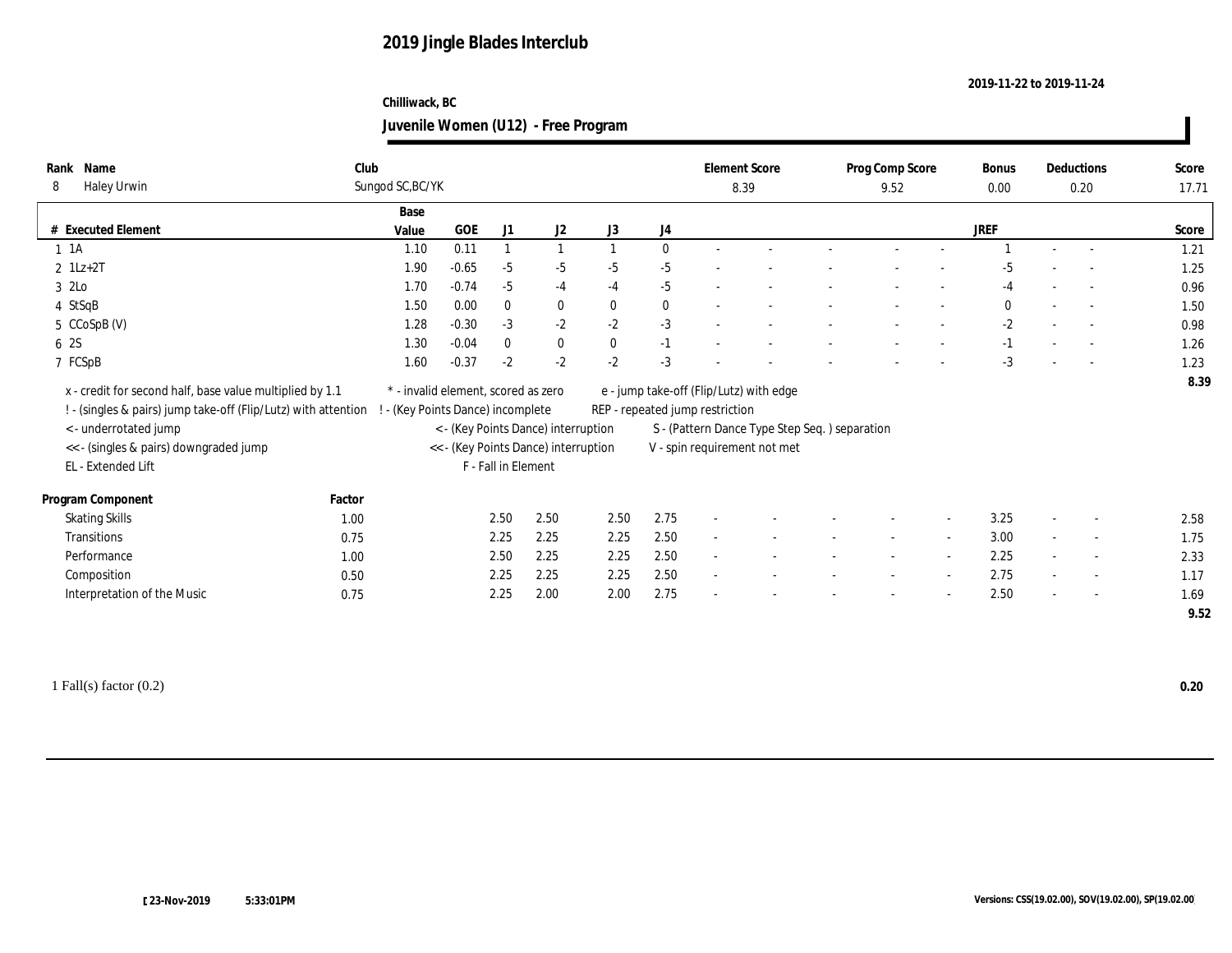# 2019 Jingle Blades Interclub

2019-11-22 to 2019-11-24

Chilliwack, BC

## Juvenile Women (U12) - Free Program

| Rank | Name | Club | Element Score | Prog Comp Score | Bonus | Deductions | Score |
|---|---|---|---|---|---|---|---|
| 8 | Haley Urwin | Sungod SC,BC/YK | 8.39 | 9.52 | 0.00 | 0.20 | 17.71 |

| # | Executed Element | Base Value | GOE | J1 | J2 | J3 | J4 | | | | | | | JREF | | | Score |
|---|---|---|---|---|---|---|---|---|---|---|---|---|---|---|---|---|---|
| 1 | 1A | 1.10 | 0.11 | 1 | 1 | 1 | 0 | - | - | - | - | - | | 1 | - | - | 1.21 |
| 2 | 1Lz+2T | 1.90 | -0.65 | -5 | -5 | -5 | -5 | - | - | - | - | - | | -5 | - | - | 1.25 |
| 3 | 2Lo | 1.70 | -0.74 | -5 | -4 | -4 | -5 | - | - | - | - | - | | -4 | - | - | 0.96 |
| 4 | StSqB | 1.50 | 0.00 | 0 | 0 | 0 | 0 | - | - | - | - | - | | 0 | - | - | 1.50 |
| 5 | CCoSpB (V) | 1.28 | -0.30 | -3 | -2 | -2 | -3 | - | - | - | - | - | | -2 | - | - | 0.98 |
| 6 | 2S | 1.30 | -0.04 | 0 | 0 | 0 | -1 | - | - | - | - | - | | -1 | - | - | 1.26 |
| 7 | FCSpB | 1.60 | -0.37 | -2 | -2 | -2 | -3 | - | - | - | - | - | | -3 | - | - | 1.23 |
| | | | | | | | | | | | | | | | | | 8.39 |

x - credit for second half, base value multiplied by 1.1
! - (singles & pairs) jump take-off (Flip/Lutz) with attention
< - underrotated jump
<< - (singles & pairs) downgraded jump
EL - Extended Lift
* - invalid element, scored as zero
! - (Key Points Dance) incomplete
< - (Key Points Dance) interruption
<< - (Key Points Dance) interruption
F - Fall in Element
e - jump take-off (Flip/Lutz) with edge
REP - repeated jump restriction
S - (Pattern Dance Type Step Seq. ) separation
V - spin requirement not met

| Program Component | Factor | J1 | J2 | J3 | J4 | | | | | | JREF | | | Score |
|---|---|---|---|---|---|---|---|---|---|---|---|---|---|---|
| Skating Skills | 1.00 | 2.50 | 2.50 | 2.50 | 2.75 | - | - | - | - | - | 3.25 | - | - | 2.58 |
| Transitions | 0.75 | 2.25 | 2.25 | 2.25 | 2.50 | - | - | - | - | - | 3.00 | - | - | 1.75 |
| Performance | 1.00 | 2.50 | 2.25 | 2.25 | 2.50 | - | - | - | - | - | 2.25 | - | - | 2.33 |
| Composition | 0.50 | 2.25 | 2.25 | 2.25 | 2.50 | - | - | - | - | - | 2.75 | - | - | 1.17 |
| Interpretation of the Music | 0.75 | 2.25 | 2.00 | 2.00 | 2.75 | - | - | - | - | - | 2.50 | - | - | 1.69 |
| | | | | | | | | | | | | | | 9.52 |

1 Fall(s) factor (0.2) 0.20

[23-Nov-2019 5:33:01PM

Versions: CSS(19.02.00), SOV(19.02.00), SP(19.02.00)